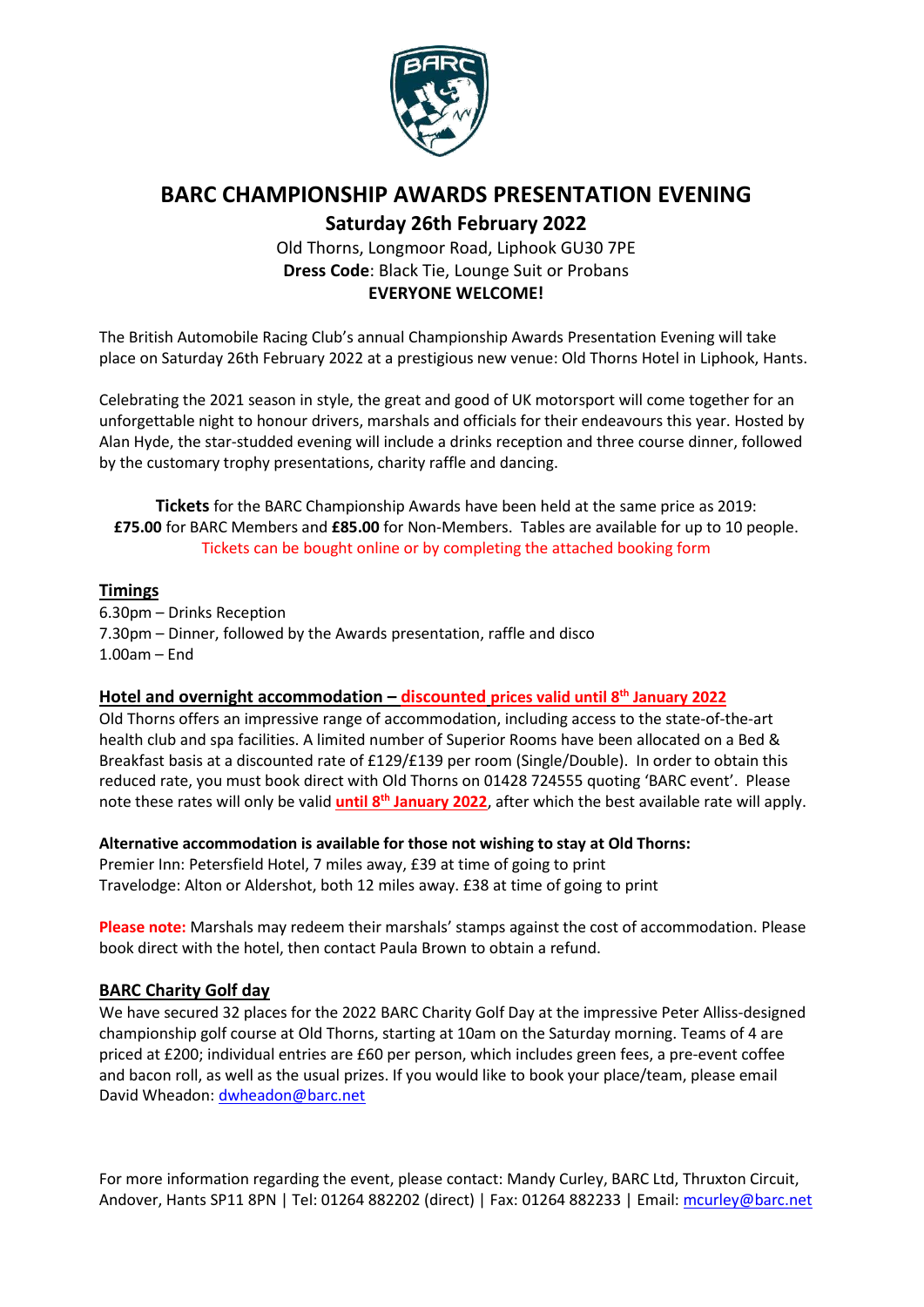# BARC CHAMPIONSHIP AWARDS PRESENTATION EVENING

## Saturday 26th February 2022

Old Thorns, Longmoor Road, Liphook GU30 7PE

**Dress Code**: Black Tie, Lounge Suit or Probans

**EVERYONE WELCOME!**

The British Automobile Racing Club's annual Championship Awards Presentation Evening will take place on Saturday 26th February 2022 at a prestigious new venue: Old Thorns Hotel in Liphook, Hants.

Celebrating the 2021 season in style, the great and good of UK motorsport will come together for an unforgettable night to honour drivers, marshals and officials for their endeavours this year. Hosted by Alan Hyde, the star-studded evening will include a drinks reception and three course dinner, followed by the customary trophy presentations, charity raffle and dancing.

**Tickets** for the BARC Championship Awards have been held at the same price as 2019: **£75.00** for BARC Members and **£85.00** for Non-Members. Tables are available for up to 10 people. Tickets can be bought online or by completing the attached booking form

### Timings

6.30pm – Drinks Reception
7.30pm – Dinner, followed by the Awards presentation, raffle and disco
1.00am – End

### Hotel and overnight accommodation – discounted prices valid until 8th January 2022

Old Thorns offers an impressive range of accommodation, including access to the state-of-the-art health club and spa facilities. A limited number of Superior Rooms have been allocated on a Bed & Breakfast basis at a discounted rate of £129/£139 per room (Single/Double). In order to obtain this reduced rate, you must book direct with Old Thorns on 01428 724555 quoting 'BARC event'. Please note these rates will only be valid **until 8th January 2022**, after which the best available rate will apply.

**Alternative accommodation is available for those not wishing to stay at Old Thorns:**

Premier Inn: Petersfield Hotel, 7 miles away, £39 at time of going to print
Travelodge: Alton or Aldershot, both 12 miles away. £38 at time of going to print

**Please note:** Marshals may redeem their marshals' stamps against the cost of accommodation. Please book direct with the hotel, then contact Paula Brown to obtain a refund.

### BARC Charity Golf day

We have secured 32 places for the 2022 BARC Charity Golf Day at the impressive Peter Alliss-designed championship golf course at Old Thorns, starting at 10am on the Saturday morning. Teams of 4 are priced at £200; individual entries are £60 per person, which includes green fees, a pre-event coffee and bacon roll, as well as the usual prizes. If you would like to book your place/team, please email David Wheadon: dwheadon@barc.net

For more information regarding the event, please contact: Mandy Curley, BARC Ltd, Thruxton Circuit, Andover, Hants SP11 8PN | Tel: 01264 882202 (direct) | Fax: 01264 882233 | Email: mcurley@barc.net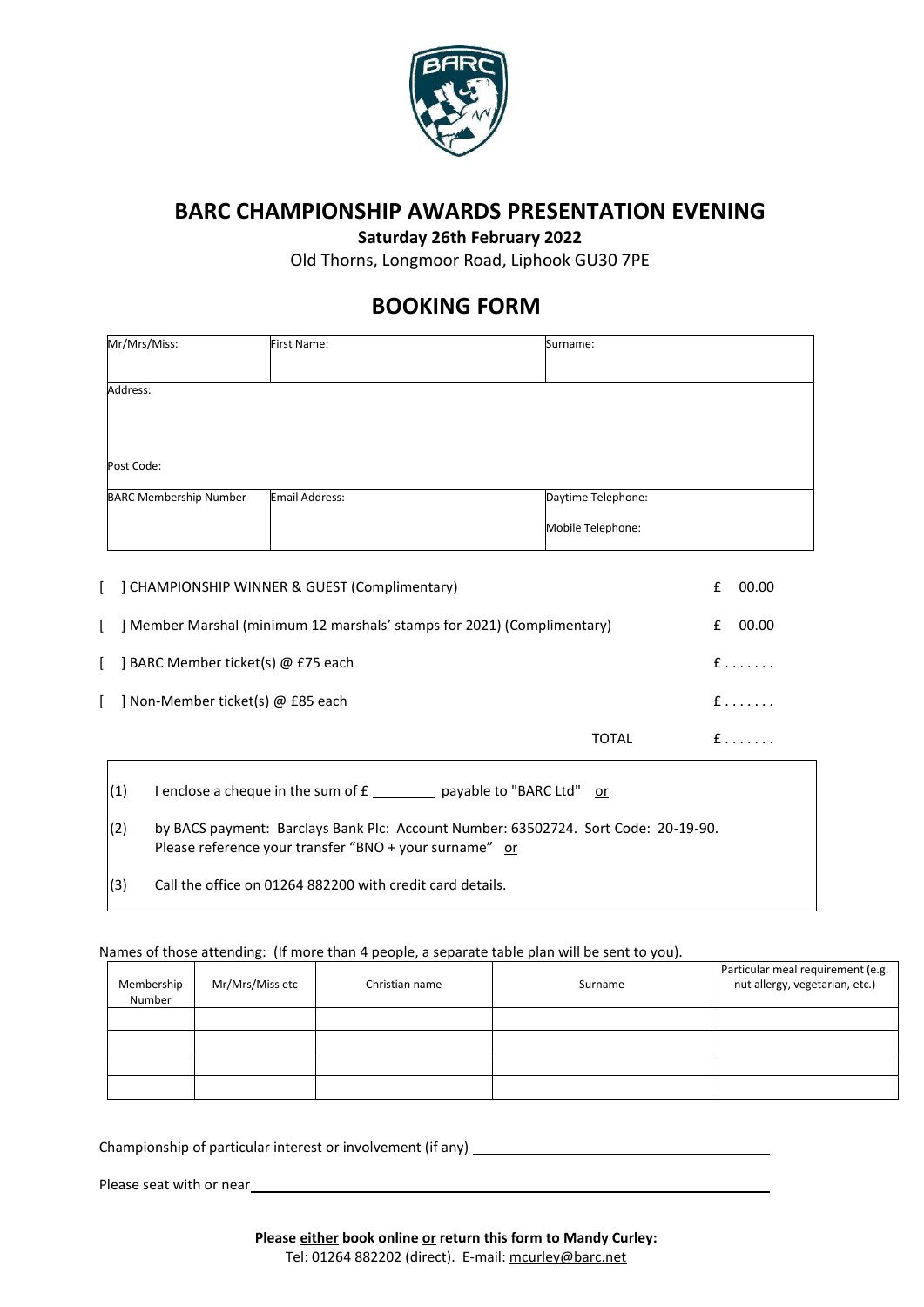# BARC CHAMPIONSHIP AWARDS PRESENTATION EVENING

**Saturday 26th February 2022**

Old Thorns, Longmoor Road, Liphook GU30 7PE

## BOOKING FORM

| | | |
|---|---|---|
| Mr/Mrs/Miss: | First Name: | Surname: |
| Address:<br><br>Post Code: | | |
| BARC Membership Number | Email Address: | Daytime Telephone:<br>Mobile Telephone: |

[ ] CHAMPIONSHIP WINNER & GUEST (Complimentary) £ 00.00

[ ] Member Marshal (minimum 12 marshals' stamps for 2021) (Complimentary) £ 00.00

[ ] BARC Member ticket(s) @ £75 each £.......

[ ] Non-Member ticket(s) @ £85 each £.......

TOTAL £.......

(1) I enclose a cheque in the sum of £ ________ payable to "BARC Ltd" or

(2) by BACS payment: Barclays Bank Plc: Account Number: 63502724. Sort Code: 20-19-90. Please reference your transfer "BNO + your surname" or

(3) Call the office on 01264 882200 with credit card details.

Names of those attending: (If more than 4 people, a separate table plan will be sent to you).

| Membership Number | Mr/Mrs/Miss etc | Christian name | Surname | Particular meal requirement (e.g. nut allergy, vegetarian, etc.) |
|---|---|---|---|---|
| | | | | |
| | | | | |
| | | | | |
| | | | | |

Championship of particular interest or involvement (if any) ______________________________

Please seat with or near ______________________________

**Please either book online or return this form to Mandy Curley:**

Tel: 01264 882202 (direct). E-mail: mcurley@barc.net